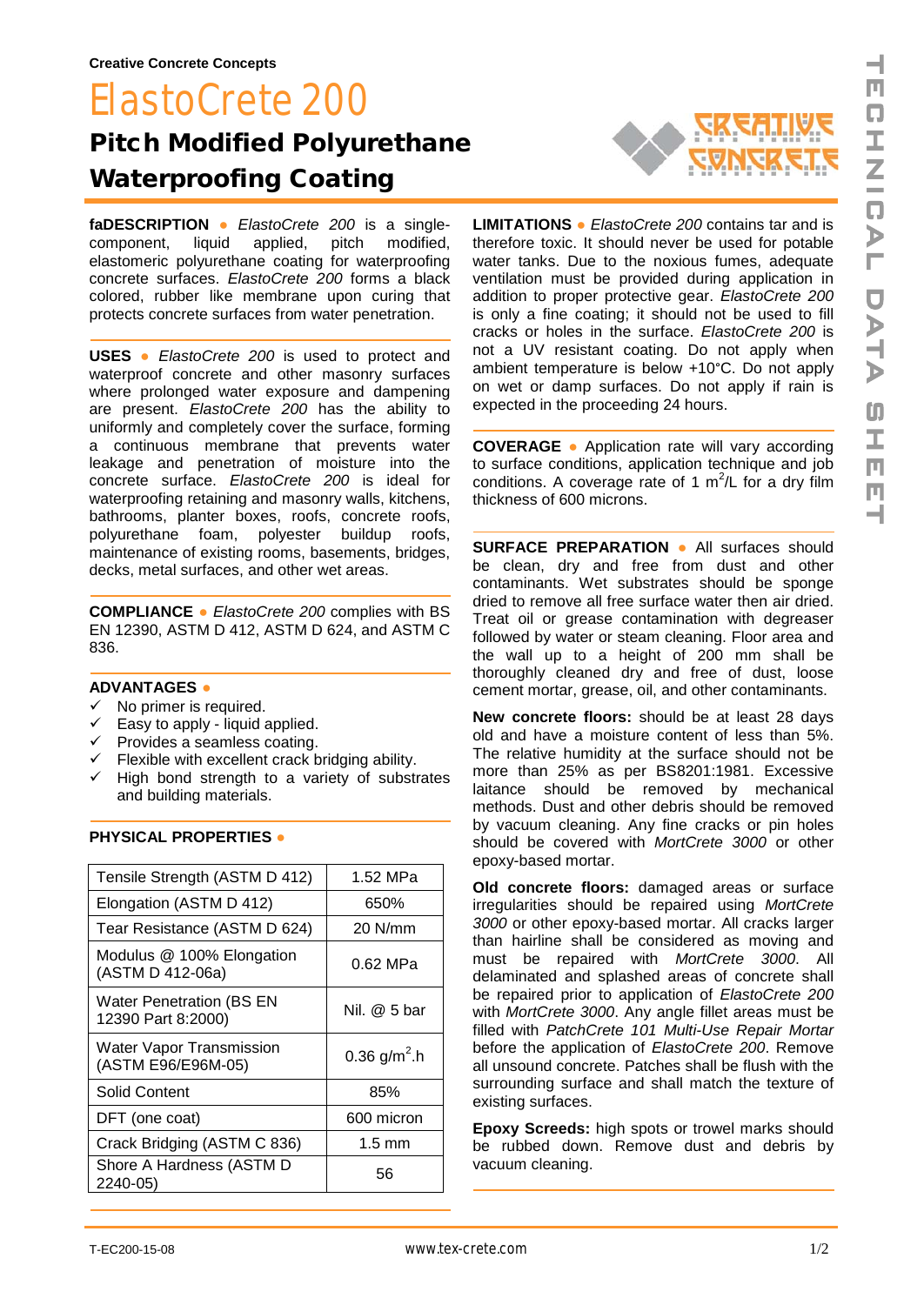Creative Concrete Concepts

# ElastoCrete 200

## Pitch Modified Polyurethane Waterproofing Coating

**faDESCRIPTION** ● *ElastoCrete 200* is a single-component, liquid applied, pitch modified, elastomeric polyurethane coating for waterproofing concrete surfaces. *ElastoCrete 200* forms a black colored, rubber like membrane upon curing that protects concrete surfaces from water penetration.

**USES** ● *ElastoCrete 200* is used to protect and waterproof concrete and other masonry surfaces where prolonged water exposure and dampening are present. *ElastoCrete 200* has the ability to uniformly and completely cover the surface, forming a continuous membrane that prevents water leakage and penetration of moisture into the concrete surface. *ElastoCrete 200* is ideal for waterproofing retaining and masonry walls, kitchens, bathrooms, planter boxes, roofs, concrete roofs, polyurethane foam, polyester buildup roofs, maintenance of existing rooms, basements, bridges, decks, metal surfaces, and other wet areas.

**COMPLIANCE** ● *ElastoCrete 200* complies with BS EN 12390, ASTM D 412, ASTM D 624, and ASTM C 836.

**ADVANTAGES** ●

- ✓ No primer is required.
- ✓ Easy to apply - liquid applied.
- ✓ Provides a seamless coating.
- ✓ Flexible with excellent crack bridging ability.
- ✓ High bond strength to a variety of substrates and building materials.

**PHYSICAL PROPERTIES** ●

| Property | Value |
|---|---|
| Tensile Strength (ASTM D 412) | 1.52 MPa |
| Elongation (ASTM D 412) | 650% |
| Tear Resistance (ASTM D 624) | 20 N/mm |
| Modulus @ 100% Elongation (ASTM D 412-06a) | 0.62 MPa |
| Water Penetration (BS EN 12390 Part 8:2000) | Nil. @ 5 bar |
| Water Vapor Transmission (ASTM E96/E96M-05) | 0.36 $g/m^2.h$ |
| Solid Content | 85% |
| DFT (one coat) | 600 micron |
| Crack Bridging (ASTM C 836) | 1.5 mm |
| Shore A Hardness (ASTM D 2240-05) | 56 |

**LIMITATIONS** ● *ElastoCrete 200* contains tar and is therefore toxic. It should never be used for potable water tanks. Due to the noxious fumes, adequate ventilation must be provided during application in addition to proper protective gear. *ElastoCrete 200* is only a fine coating; it should not be used to fill cracks or holes in the surface. *ElastoCrete 200* is not a UV resistant coating. Do not apply when ambient temperature is below +10°C. Do not apply on wet or damp surfaces. Do not apply if rain is expected in the proceeding 24 hours.

**COVERAGE** ● Application rate will vary according to surface conditions, application technique and job conditions. A coverage rate of 1 $m^2$/L for a dry film thickness of 600 microns.

**SURFACE PREPARATION** ● All surfaces should be clean, dry and free from dust and other contaminants. Wet substrates should be sponge dried to remove all free surface water then air dried. Treat oil or grease contamination with degreaser followed by water or steam cleaning. Floor area and the wall up to a height of 200 mm shall be thoroughly cleaned dry and free of dust, loose cement mortar, grease, oil, and other contaminants.

**New concrete floors:** should be at least 28 days old and have a moisture content of less than 5%. The relative humidity at the surface should not be more than 25% as per BS8201:1981. Excessive laitance should be removed by mechanical methods. Dust and other debris should be removed by vacuum cleaning. Any fine cracks or pin holes should be covered with *MortCrete 3000* or other epoxy-based mortar.

**Old concrete floors:** damaged areas or surface irregularities should be repaired using *MortCrete 3000* or other epoxy-based mortar. All cracks larger than hairline shall be considered as moving and must be repaired with *MortCrete 3000*. All delaminated and splashed areas of concrete shall be repaired prior to application of *ElastoCrete 200* with *MortCrete 3000*. Any angle fillet areas must be filled with *PatchCrete 101 Multi-Use Repair Mortar* before the application of *ElastoCrete 200*. Remove all unsound concrete. Patches shall be flush with the surrounding surface and shall match the texture of existing surfaces.

**Epoxy Screeds:** high spots or trowel marks should be rubbed down. Remove dust and debris by vacuum cleaning.

T-EC200-15-08 www.tex-crete.com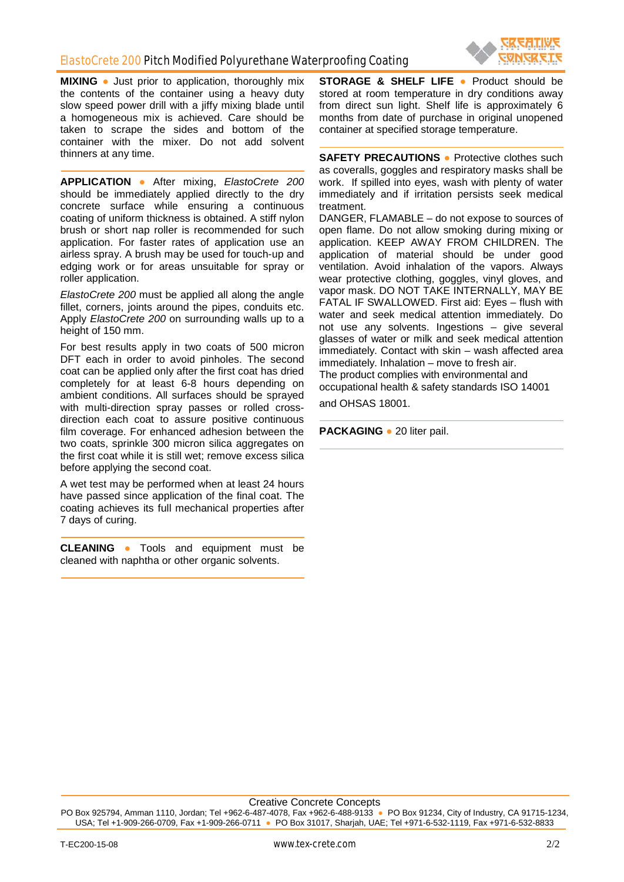**MIXING** ● Just prior to application, thoroughly mix the contents of the container using a heavy duty slow speed power drill with a jiffy mixing blade until a homogeneous mix is achieved. Care should be taken to scrape the sides and bottom of the container with the mixer. Do not add solvent thinners at any time.

**APPLICATION** ● After mixing, *ElastoCrete 200* should be immediately applied directly to the dry concrete surface while ensuring a continuous coating of uniform thickness is obtained. A stiff nylon brush or short nap roller is recommended for such application. For faster rates of application use an airless spray. A brush may be used for touch-up and edging work or for areas unsuitable for spray or roller application.

*ElastoCrete 200* must be applied all along the angle fillet, corners, joints around the pipes, conduits etc. Apply *ElastoCrete 200* on surrounding walls up to a height of 150 mm.

For best results apply in two coats of 500 micron DFT each in order to avoid pinholes. The second coat can be applied only after the first coat has dried completely for at least 6-8 hours depending on ambient conditions. All surfaces should be sprayed with multi-direction spray passes or rolled cross-direction each coat to assure positive continuous film coverage. For enhanced adhesion between the two coats, sprinkle 300 micron silica aggregates on the first coat while it is still wet; remove excess silica before applying the second coat.

A wet test may be performed when at least 24 hours have passed since application of the final coat. The coating achieves its full mechanical properties after 7 days of curing.

**CLEANING** ● Tools and equipment must be cleaned with naphtha or other organic solvents.

**STORAGE & SHELF LIFE** ● Product should be stored at room temperature in dry conditions away from direct sun light. Shelf life is approximately 6 months from date of purchase in original unopened container at specified storage temperature.

**SAFETY PRECAUTIONS** ● Protective clothes such as coveralls, goggles and respiratory masks shall be work. If spilled into eyes, wash with plenty of water immediately and if irritation persists seek medical treatment.
DANGER, FLAMABLE – do not expose to sources of open flame. Do not allow smoking during mixing or application. KEEP AWAY FROM CHILDREN. The application of material should be under good ventilation. Avoid inhalation of the vapors. Always wear protective clothing, goggles, vinyl gloves, and vapor mask. DO NOT TAKE INTERNALLY, MAY BE FATAL IF SWALLOWED. First aid: Eyes – flush with water and seek medical attention immediately. Do not use any solvents. Ingestions – give several glasses of water or milk and seek medical attention immediately. Contact with skin – wash affected area immediately. Inhalation – move to fresh air.
The product complies with environmental and occupational health & safety standards ISO 14001 and OHSAS 18001.

**PACKAGING** ● 20 liter pail.

Creative Concrete Concepts
PO Box 925794, Amman 1110, Jordan; Tel +962-6-487-4078, Fax +962-6-488-9133 ● PO Box 91234, City of Industry, CA 91715-1234, USA; Tel +1-909-266-0709, Fax +1-909-266-0711 ● PO Box 31017, Sharjah, UAE; Tel +971-6-532-1119, Fax +971-6-532-8833

T-EC200-15-08 www.tex-crete.com